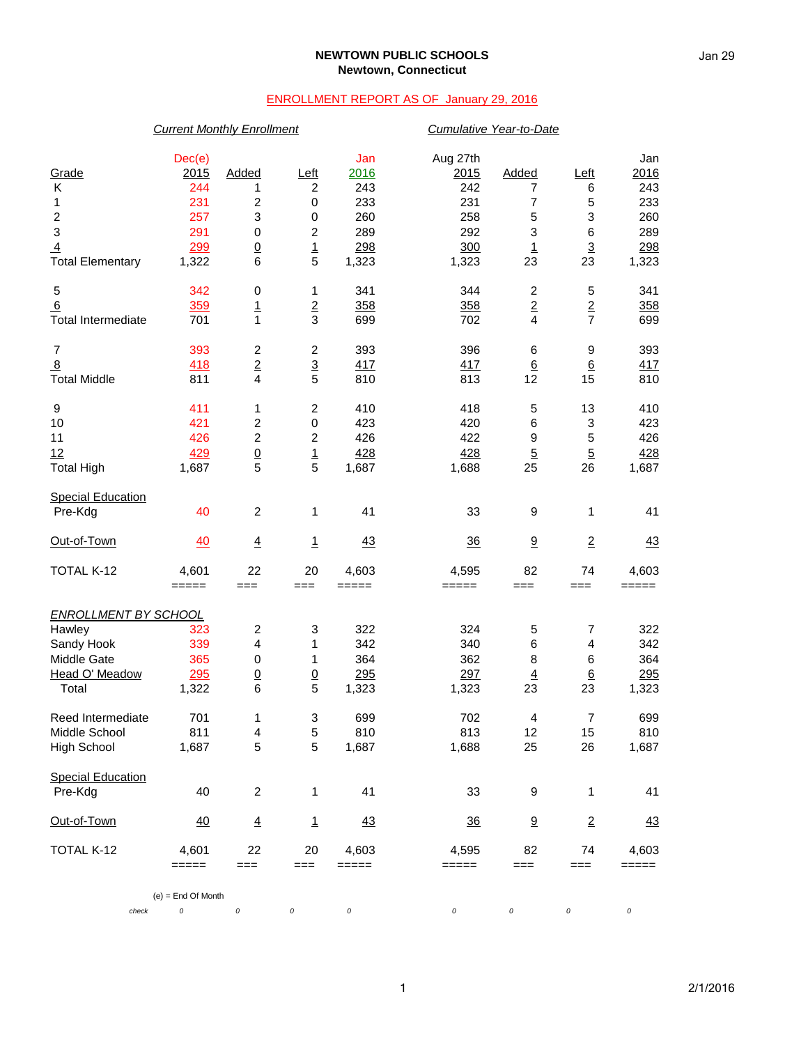# NEWTOWN PUBLIC SCHOOLS
## Newtown, Connecticut

Jan 29

ENROLLMENT REPORT AS OF January 29, 2016

| | *Current Monthly Enrollment* | | | | *Cumulative Year-to-Date* | | | |
|---|---|---|---|---|---|---|---|---|
| Grade | Dec(e) 2015 | Added | Left | Jan 2016 | Aug 27th 2015 | Added | Left | Jan 2016 |
| K | 244 | 1 | 2 | 243 | 242 | 7 | 6 | 243 |
| 1 | 231 | 2 | 0 | 233 | 231 | 7 | 5 | 233 |
| 2 | 257 | 3 | 0 | 260 | 258 | 5 | 3 | 260 |
| 3 | 291 | 0 | 2 | 289 | 292 | 3 | 6 | 289 |
| 4 | 299 | 0 | 1 | 298 | 300 | 1 | 3 | 298 |
| Total Elementary | 1,322 | 6 | 5 | 1,323 | 1,323 | 23 | 23 | 1,323 |
| | | | | | | | | |
| 5 | 342 | 0 | 1 | 341 | 344 | 2 | 5 | 341 |
| 6 | 359 | 1 | 2 | 358 | 358 | 2 | 2 | 358 |
| Total Intermediate | 701 | 1 | 3 | 699 | 702 | 4 | 7 | 699 |
| | | | | | | | | |
| 7 | 393 | 2 | 2 | 393 | 396 | 6 | 9 | 393 |
| 8 | 418 | 2 | 3 | 417 | 417 | 6 | 6 | 417 |
| Total Middle | 811 | 4 | 5 | 810 | 813 | 12 | 15 | 810 |
| | | | | | | | | |
| 9 | 411 | 1 | 2 | 410 | 418 | 5 | 13 | 410 |
| 10 | 421 | 2 | 0 | 423 | 420 | 6 | 3 | 423 |
| 11 | 426 | 2 | 2 | 426 | 422 | 9 | 5 | 426 |
| 12 | 429 | 0 | 1 | 428 | 428 | 5 | 5 | 428 |
| Total High | 1,687 | 5 | 5 | 1,687 | 1,688 | 25 | 26 | 1,687 |
| | | | | | | | | |
| Special Education | | | | | | | | |
| Pre-Kdg | 40 | 2 | 1 | 41 | 33 | 9 | 1 | 41 |
| | | | | | | | | |
| Out-of-Town | 40 | 4 | 1 | 43 | 36 | 9 | 2 | 43 |
| | | | | | | | | |
| TOTAL K-12 | 4,601 | 22 | 20 | 4,603 | 4,595 | 82 | 74 | 4,603 |
| | | | | | | | | |
| *ENROLLMENT BY SCHOOL* | | | | | | | | |
| Hawley | 323 | 2 | 3 | 322 | 324 | 5 | 7 | 322 |
| Sandy Hook | 339 | 4 | 1 | 342 | 340 | 6 | 4 | 342 |
| Middle Gate | 365 | 0 | 1 | 364 | 362 | 8 | 6 | 364 |
| Head O' Meadow | 295 | 0 | 0 | 295 | 297 | 4 | 6 | 295 |
| Total | 1,322 | 6 | 5 | 1,323 | 1,323 | 23 | 23 | 1,323 |
| | | | | | | | | |
| Reed Intermediate | 701 | 1 | 3 | 699 | 702 | 4 | 7 | 699 |
| Middle School | 811 | 4 | 5 | 810 | 813 | 12 | 15 | 810 |
| High School | 1,687 | 5 | 5 | 1,687 | 1,688 | 25 | 26 | 1,687 |
| | | | | | | | | |
| Special Education | | | | | | | | |
| Pre-Kdg | 40 | 2 | 1 | 41 | 33 | 9 | 1 | 41 |
| | | | | | | | | |
| Out-of-Town | 40 | 4 | 1 | 43 | 36 | 9 | 2 | 43 |
| | | | | | | | | |
| TOTAL K-12 | 4,601 | 22 | 20 | 4,603 | 4,595 | 82 | 74 | 4,603 |

(e) = End Of Month

| check | 0 | 0 | 0 | 0 | 0 | 0 | 0 | 0 |
|---|---|---|---|---|---|---|---|---|

2/1/2016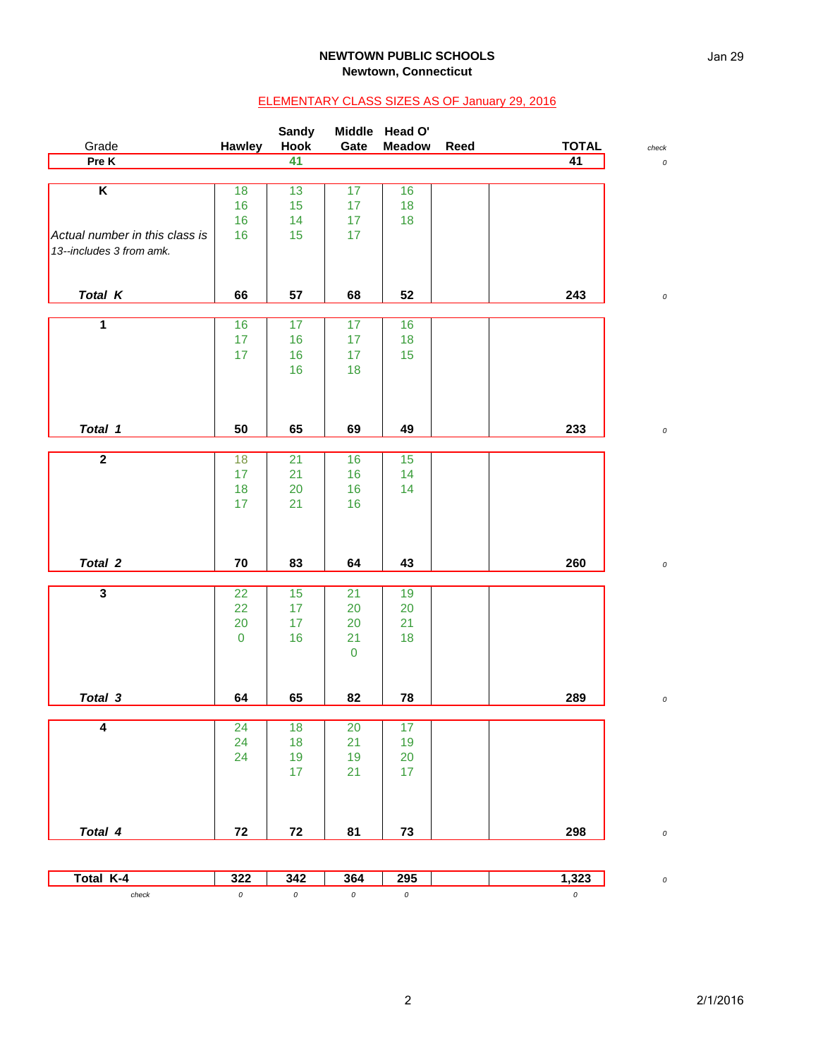**NEWTOWN PUBLIC SCHOOLS**
**Newtown, Connecticut**

Jan 29

ELEMENTARY CLASS SIZES AS OF January 29, 2016

| Grade | Hawley | Sandy Hook | Middle Gate | Head O' Meadow | Reed | TOTAL | check |
|---|---|---|---|---|---|---|---|
| **Pre K** | | 41 | | | | **41** | *0* |
| **K** | 18 | 13 | 17 | 16 | | | |
| | 16 | 15 | 17 | 18 | | | |
| | 16 | 14 | 17 | 18 | | | |
| *Actual number in this class is 13--includes 3 from amk.* | 16 | 15 | 17 | | | | |
| ***Total K*** | **66** | **57** | **68** | **52** | | **243** | *0* |
| **1** | 16 | 17 | 17 | 16 | | | |
| | 17 | 16 | 17 | 18 | | | |
| | 17 | 16 | 17 | 15 | | | |
| | | 16 | 18 | | | | |
| ***Total 1*** | **50** | **65** | **69** | **49** | | **233** | *0* |
| **2** | 18 | 21 | 16 | 15 | | | |
| | 17 | 21 | 16 | 14 | | | |
| | 18 | 20 | 16 | 14 | | | |
| | 17 | 21 | 16 | | | | |
| ***Total 2*** | **70** | **83** | **64** | **43** | | **260** | *0* |
| **3** | 22 | 15 | 21 | 19 | | | |
| | 22 | 17 | 20 | 20 | | | |
| | 20 | 17 | 20 | 21 | | | |
| | 0 | 16 | 21 | 18 | | | |
| | | | 0 | | | | |
| ***Total 3*** | **64** | **65** | **82** | **78** | | **289** | *0* |
| **4** | 24 | 18 | 20 | 17 | | | |
| | 24 | 18 | 21 | 19 | | | |
| | 24 | 19 | 19 | 20 | | | |
| | | 17 | 21 | 17 | | | |
| ***Total 4*** | **72** | **72** | **81** | **73** | | **298** | *0* |
| **Total K-4** | **322** | **342** | **364** | **295** | | **1,323** | *0* |
| *check* | *0* | *0* | *0* | *0* | | *0* | |

2/1/2016